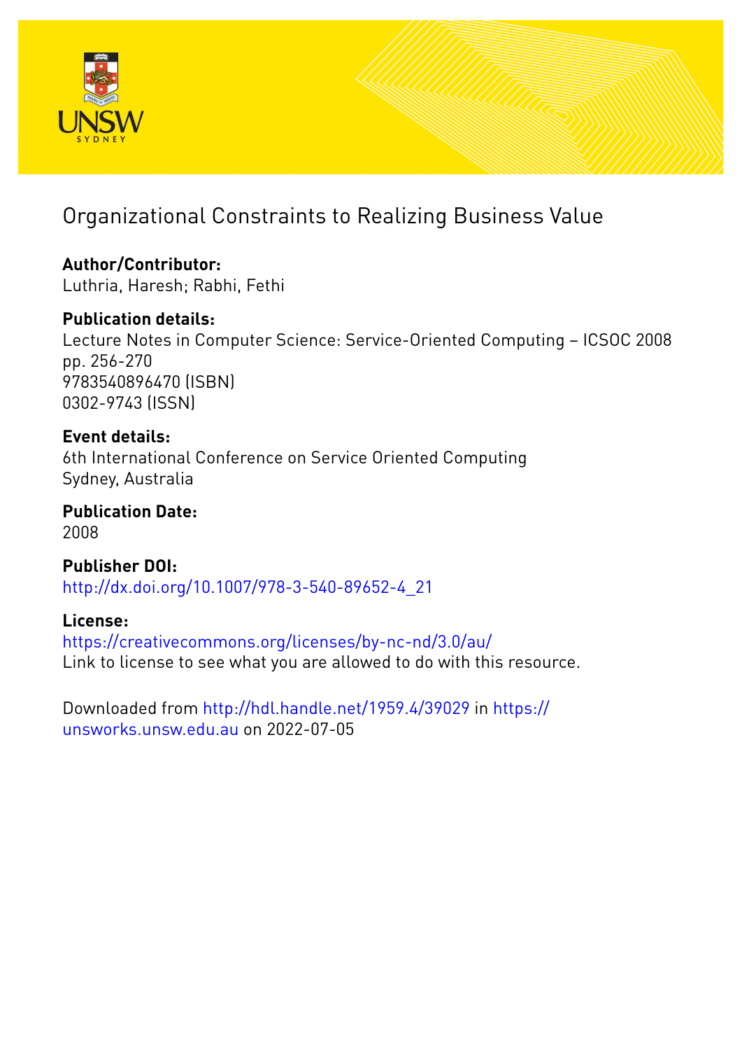# Organizational Constraints to Realizing Business Value

**Author/Contributor:**
Luthria, Haresh; Rabhi, Fethi

**Publication details:**
Lecture Notes in Computer Science: Service-Oriented Computing – ICSOC 2008
pp. 256-270
9783540896470 (ISBN)
0302-9743 (ISSN)

**Event details:**
6th International Conference on Service Oriented Computing
Sydney, Australia

**Publication Date:**
2008

**Publisher DOI:**
http://dx.doi.org/10.1007/978-3-540-89652-4_21

**License:**
https://creativecommons.org/licenses/by-nc-nd/3.0/au/
Link to license to see what you are allowed to do with this resource.

Downloaded from http://hdl.handle.net/1959.4/39029 in https://unsworks.unsw.edu.au on 2022-07-05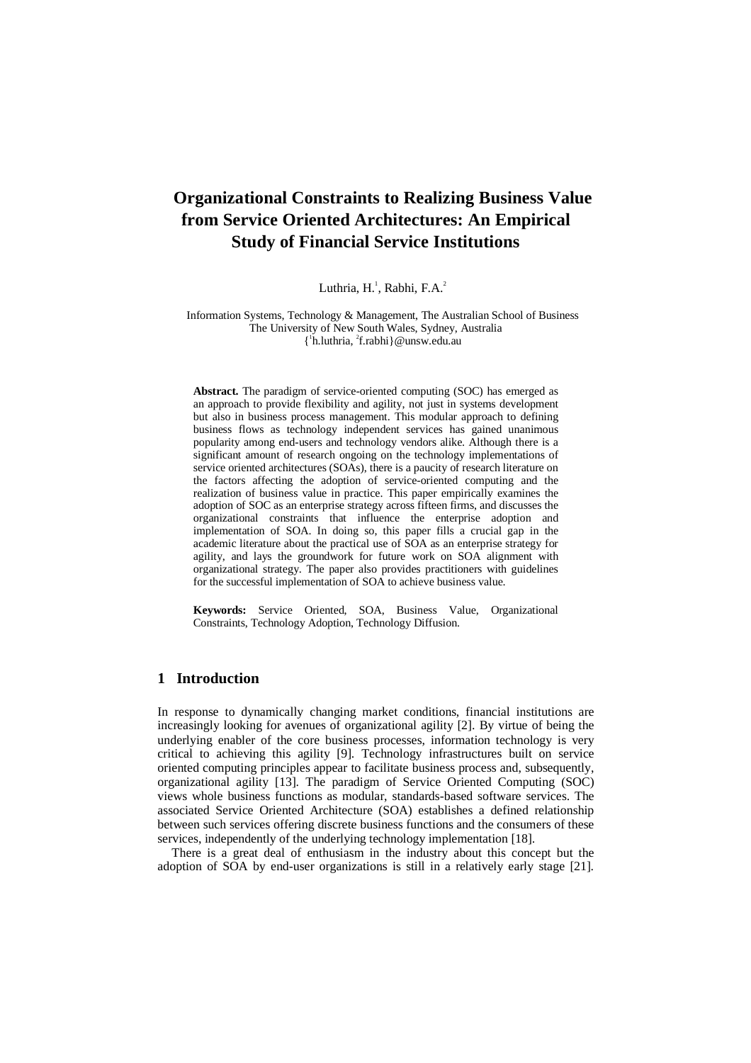# Organizational Constraints to Realizing Business Value from Service Oriented Architectures: An Empirical Study of Financial Service Institutions

Luthria, H.[1], Rabhi, F.A.[2]

Information Systems, Technology & Management, The Australian School of Business
The University of New South Wales, Sydney, Australia
{[1]h.luthria, [2]f.rabhi}@unsw.edu.au

**Abstract.** The paradigm of service-oriented computing (SOC) has emerged as an approach to provide flexibility and agility, not just in systems development but also in business process management. This modular approach to defining business flows as technology independent services has gained unanimous popularity among end-users and technology vendors alike. Although there is a significant amount of research ongoing on the technology implementations of service oriented architectures (SOAs), there is a paucity of research literature on the factors affecting the adoption of service-oriented computing and the realization of business value in practice. This paper empirically examines the adoption of SOC as an enterprise strategy across fifteen firms, and discusses the organizational constraints that influence the enterprise adoption and implementation of SOA. In doing so, this paper fills a crucial gap in the academic literature about the practical use of SOA as an enterprise strategy for agility, and lays the groundwork for future work on SOA alignment with organizational strategy. The paper also provides practitioners with guidelines for the successful implementation of SOA to achieve business value.

**Keywords:** Service Oriented, SOA, Business Value, Organizational Constraints, Technology Adoption, Technology Diffusion.

## 1 Introduction

In response to dynamically changing market conditions, financial institutions are increasingly looking for avenues of organizational agility [2]. By virtue of being the underlying enabler of the core business processes, information technology is very critical to achieving this agility [9]. Technology infrastructures built on service oriented computing principles appear to facilitate business process and, subsequently, organizational agility [13]. The paradigm of Service Oriented Computing (SOC) views whole business functions as modular, standards-based software services. The associated Service Oriented Architecture (SOA) establishes a defined relationship between such services offering discrete business functions and the consumers of these services, independently of the underlying technology implementation [18].

There is a great deal of enthusiasm in the industry about this concept but the adoption of SOA by end-user organizations is still in a relatively early stage [21].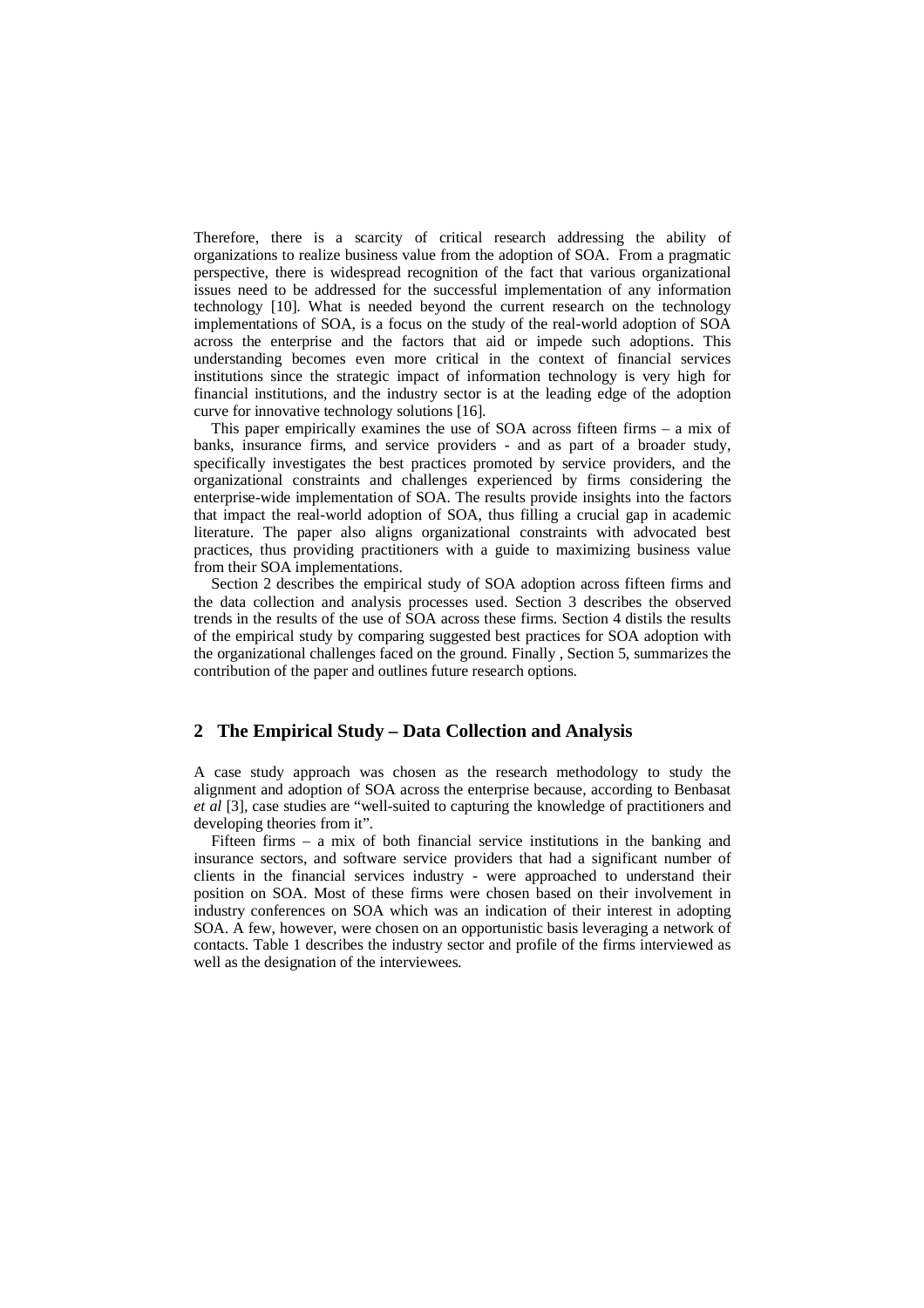Therefore, there is a scarcity of critical research addressing the ability of organizations to realize business value from the adoption of SOA. From a pragmatic perspective, there is widespread recognition of the fact that various organizational issues need to be addressed for the successful implementation of any information technology [10]. What is needed beyond the current research on the technology implementations of SOA, is a focus on the study of the real-world adoption of SOA across the enterprise and the factors that aid or impede such adoptions. This understanding becomes even more critical in the context of financial services institutions since the strategic impact of information technology is very high for financial institutions, and the industry sector is at the leading edge of the adoption curve for innovative technology solutions [16].

This paper empirically examines the use of SOA across fifteen firms – a mix of banks, insurance firms, and service providers - and as part of a broader study, specifically investigates the best practices promoted by service providers, and the organizational constraints and challenges experienced by firms considering the enterprise-wide implementation of SOA. The results provide insights into the factors that impact the real-world adoption of SOA, thus filling a crucial gap in academic literature. The paper also aligns organizational constraints with advocated best practices, thus providing practitioners with a guide to maximizing business value from their SOA implementations.

Section 2 describes the empirical study of SOA adoption across fifteen firms and the data collection and analysis processes used. Section 3 describes the observed trends in the results of the use of SOA across these firms. Section 4 distils the results of the empirical study by comparing suggested best practices for SOA adoption with the organizational challenges faced on the ground. Finally , Section 5, summarizes the contribution of the paper and outlines future research options.

## 2 The Empirical Study – Data Collection and Analysis

A case study approach was chosen as the research methodology to study the alignment and adoption of SOA across the enterprise because, according to Benbasat *et al* [3], case studies are "well-suited to capturing the knowledge of practitioners and developing theories from it".

Fifteen firms – a mix of both financial service institutions in the banking and insurance sectors, and software service providers that had a significant number of clients in the financial services industry - were approached to understand their position on SOA. Most of these firms were chosen based on their involvement in industry conferences on SOA which was an indication of their interest in adopting SOA. A few, however, were chosen on an opportunistic basis leveraging a network of contacts. Table 1 describes the industry sector and profile of the firms interviewed as well as the designation of the interviewees.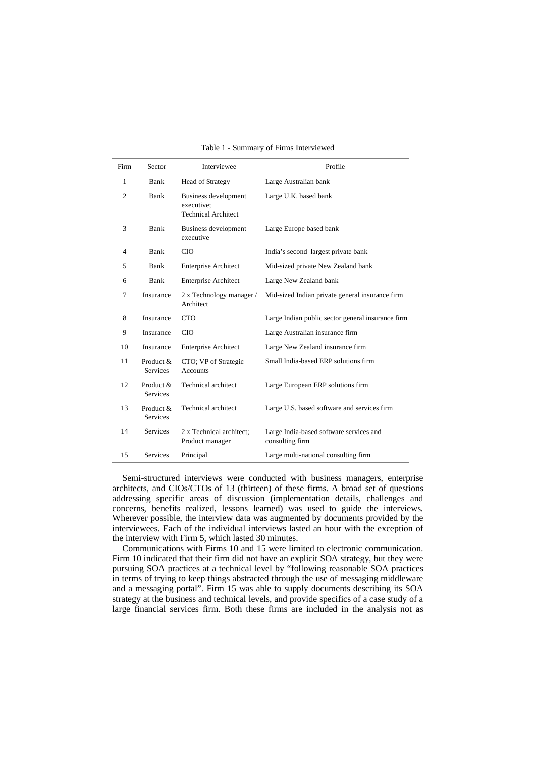Table 1 - Summary of Firms Interviewed

| Firm | Sector | Interviewee | Profile |
|---|---|---|---|
| 1 | Bank | Head of Strategy | Large Australian bank |
| 2 | Bank | Business development executive; Technical Architect | Large U.K. based bank |
| 3 | Bank | Business development executive | Large Europe based bank |
| 4 | Bank | CIO | India's second largest private bank |
| 5 | Bank | Enterprise Architect | Mid-sized private New Zealand bank |
| 6 | Bank | Enterprise Architect | Large New Zealand bank |
| 7 | Insurance | 2 x Technology manager / Architect | Mid-sized Indian private general insurance firm |
| 8 | Insurance | CTO | Large Indian public sector general insurance firm |
| 9 | Insurance | CIO | Large Australian insurance firm |
| 10 | Insurance | Enterprise Architect | Large New Zealand insurance firm |
| 11 | Product & Services | CTO; VP of Strategic Accounts | Small India-based ERP solutions firm |
| 12 | Product & Services | Technical architect | Large European ERP solutions firm |
| 13 | Product & Services | Technical architect | Large U.S. based software and services firm |
| 14 | Services | 2 x Technical architect; Product manager | Large India-based software services and consulting firm |
| 15 | Services | Principal | Large multi-national consulting firm |

Semi-structured interviews were conducted with business managers, enterprise architects, and CIOs/CTOs of 13 (thirteen) of these firms. A broad set of questions addressing specific areas of discussion (implementation details, challenges and concerns, benefits realized, lessons learned) was used to guide the interviews. Wherever possible, the interview data was augmented by documents provided by the interviewees. Each of the individual interviews lasted an hour with the exception of the interview with Firm 5, which lasted 30 minutes.

Communications with Firms 10 and 15 were limited to electronic communication. Firm 10 indicated that their firm did not have an explicit SOA strategy, but they were pursuing SOA practices at a technical level by "following reasonable SOA practices in terms of trying to keep things abstracted through the use of messaging middleware and a messaging portal". Firm 15 was able to supply documents describing its SOA strategy at the business and technical levels, and provide specifics of a case study of a large financial services firm. Both these firms are included in the analysis not as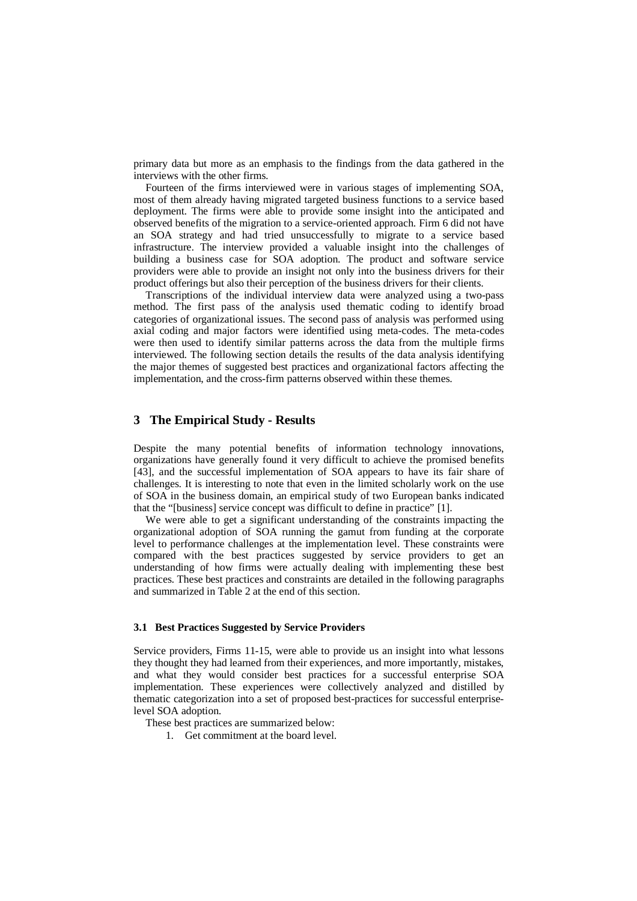primary data but more as an emphasis to the findings from the data gathered in the interviews with the other firms.

Fourteen of the firms interviewed were in various stages of implementing SOA, most of them already having migrated targeted business functions to a service based deployment. The firms were able to provide some insight into the anticipated and observed benefits of the migration to a service-oriented approach. Firm 6 did not have an SOA strategy and had tried unsuccessfully to migrate to a service based infrastructure. The interview provided a valuable insight into the challenges of building a business case for SOA adoption. The product and software service providers were able to provide an insight not only into the business drivers for their product offerings but also their perception of the business drivers for their clients.

Transcriptions of the individual interview data were analyzed using a two-pass method. The first pass of the analysis used thematic coding to identify broad categories of organizational issues. The second pass of analysis was performed using axial coding and major factors were identified using meta-codes. The meta-codes were then used to identify similar patterns across the data from the multiple firms interviewed. The following section details the results of the data analysis identifying the major themes of suggested best practices and organizational factors affecting the implementation, and the cross-firm patterns observed within these themes.

## 3 The Empirical Study - Results

Despite the many potential benefits of information technology innovations, organizations have generally found it very difficult to achieve the promised benefits [43], and the successful implementation of SOA appears to have its fair share of challenges. It is interesting to note that even in the limited scholarly work on the use of SOA in the business domain, an empirical study of two European banks indicated that the "[business] service concept was difficult to define in practice" [1].

We were able to get a significant understanding of the constraints impacting the organizational adoption of SOA running the gamut from funding at the corporate level to performance challenges at the implementation level. These constraints were compared with the best practices suggested by service providers to get an understanding of how firms were actually dealing with implementing these best practices. These best practices and constraints are detailed in the following paragraphs and summarized in Table 2 at the end of this section.

### 3.1 Best Practices Suggested by Service Providers

Service providers, Firms 11-15, were able to provide us an insight into what lessons they thought they had learned from their experiences, and more importantly, mistakes, and what they would consider best practices for a successful enterprise SOA implementation. These experiences were collectively analyzed and distilled by thematic categorization into a set of proposed best-practices for successful enterprise-level SOA adoption.

These best practices are summarized below:

1. Get commitment at the board level.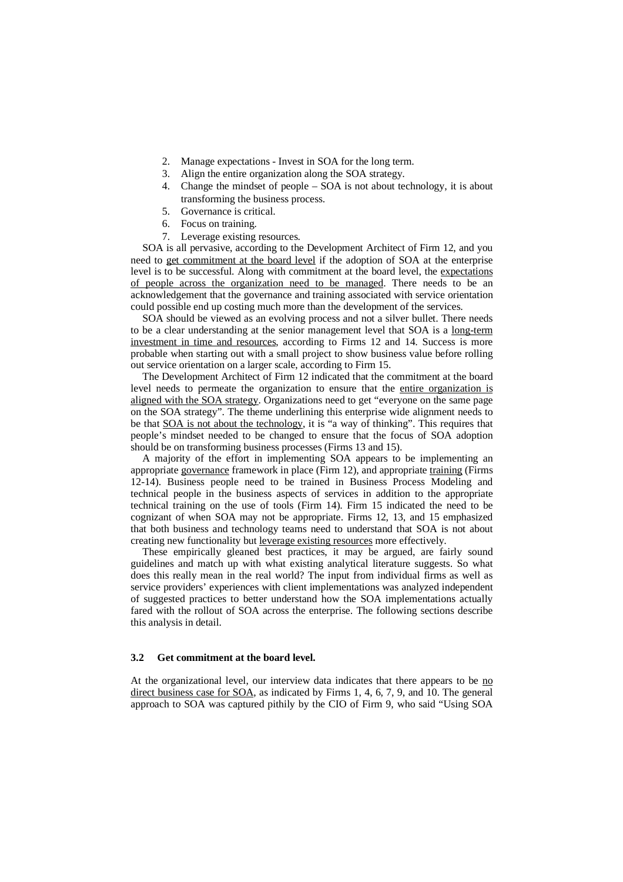2. Manage expectations - Invest in SOA for the long term.
3. Align the entire organization along the SOA strategy.
4. Change the mindset of people – SOA is not about technology, it is about transforming the business process.
5. Governance is critical.
6. Focus on training.
7. Leverage existing resources.

SOA is all pervasive, according to the Development Architect of Firm 12, and you need to get commitment at the board level if the adoption of SOA at the enterprise level is to be successful. Along with commitment at the board level, the expectations of people across the organization need to be managed. There needs to be an acknowledgement that the governance and training associated with service orientation could possible end up costing much more than the development of the services.

SOA should be viewed as an evolving process and not a silver bullet. There needs to be a clear understanding at the senior management level that SOA is a long-term investment in time and resources, according to Firms 12 and 14. Success is more probable when starting out with a small project to show business value before rolling out service orientation on a larger scale, according to Firm 15.

The Development Architect of Firm 12 indicated that the commitment at the board level needs to permeate the organization to ensure that the entire organization is aligned with the SOA strategy. Organizations need to get "everyone on the same page on the SOA strategy". The theme underlining this enterprise wide alignment needs to be that SOA is not about the technology, it is "a way of thinking". This requires that people's mindset needed to be changed to ensure that the focus of SOA adoption should be on transforming business processes (Firms 13 and 15).

A majority of the effort in implementing SOA appears to be implementing an appropriate governance framework in place (Firm 12), and appropriate training (Firms 12-14). Business people need to be trained in Business Process Modeling and technical people in the business aspects of services in addition to the appropriate technical training on the use of tools (Firm 14). Firm 15 indicated the need to be cognizant of when SOA may not be appropriate. Firms 12, 13, and 15 emphasized that both business and technology teams need to understand that SOA is not about creating new functionality but leverage existing resources more effectively.

These empirically gleaned best practices, it may be argued, are fairly sound guidelines and match up with what existing analytical literature suggests. So what does this really mean in the real world? The input from individual firms as well as service providers' experiences with client implementations was analyzed independent of suggested practices to better understand how the SOA implementations actually fared with the rollout of SOA across the enterprise. The following sections describe this analysis in detail.

### 3.2 Get commitment at the board level.

At the organizational level, our interview data indicates that there appears to be no direct business case for SOA, as indicated by Firms 1, 4, 6, 7, 9, and 10. The general approach to SOA was captured pithily by the CIO of Firm 9, who said "Using SOA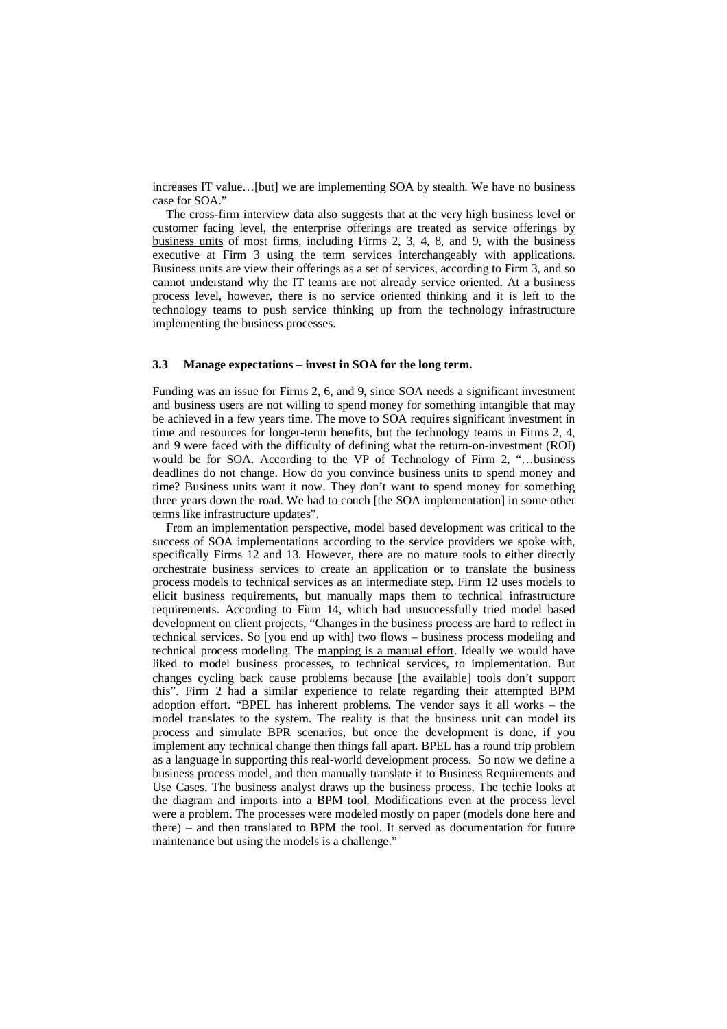increases IT value…[but] we are implementing SOA by stealth. We have no business case for SOA."

The cross-firm interview data also suggests that at the very high business level or customer facing level, the enterprise offerings are treated as service offerings by business units of most firms, including Firms 2, 3, 4, 8, and 9, with the business executive at Firm 3 using the term services interchangeably with applications. Business units are view their offerings as a set of services, according to Firm 3, and so cannot understand why the IT teams are not already service oriented. At a business process level, however, there is no service oriented thinking and it is left to the technology teams to push service thinking up from the technology infrastructure implementing the business processes.

### 3.3 Manage expectations – invest in SOA for the long term.

Funding was an issue for Firms 2, 6, and 9, since SOA needs a significant investment and business users are not willing to spend money for something intangible that may be achieved in a few years time. The move to SOA requires significant investment in time and resources for longer-term benefits, but the technology teams in Firms 2, 4, and 9 were faced with the difficulty of defining what the return-on-investment (ROI) would be for SOA. According to the VP of Technology of Firm 2, "…business deadlines do not change. How do you convince business units to spend money and time? Business units want it now. They don't want to spend money for something three years down the road. We had to couch [the SOA implementation] in some other terms like infrastructure updates".

From an implementation perspective, model based development was critical to the success of SOA implementations according to the service providers we spoke with, specifically Firms 12 and 13. However, there are no mature tools to either directly orchestrate business services to create an application or to translate the business process models to technical services as an intermediate step. Firm 12 uses models to elicit business requirements, but manually maps them to technical infrastructure requirements. According to Firm 14, which had unsuccessfully tried model based development on client projects, "Changes in the business process are hard to reflect in technical services. So [you end up with] two flows – business process modeling and technical process modeling. The mapping is a manual effort. Ideally we would have liked to model business processes, to technical services, to implementation. But changes cycling back cause problems because [the available] tools don't support this". Firm 2 had a similar experience to relate regarding their attempted BPM adoption effort. "BPEL has inherent problems. The vendor says it all works – the model translates to the system. The reality is that the business unit can model its process and simulate BPR scenarios, but once the development is done, if you implement any technical change then things fall apart. BPEL has a round trip problem as a language in supporting this real-world development process. So now we define a business process model, and then manually translate it to Business Requirements and Use Cases. The business analyst draws up the business process. The techie looks at the diagram and imports into a BPM tool. Modifications even at the process level were a problem. The processes were modeled mostly on paper (models done here and there) – and then translated to BPM the tool. It served as documentation for future maintenance but using the models is a challenge."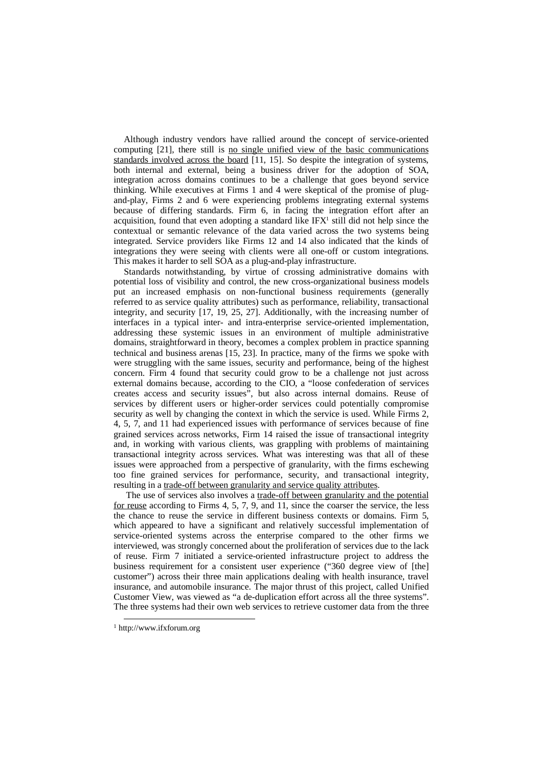Although industry vendors have rallied around the concept of service-oriented computing [21], there still is no single unified view of the basic communications standards involved across the board [11, 15]. So despite the integration of systems, both internal and external, being a business driver for the adoption of SOA, integration across domains continues to be a challenge that goes beyond service thinking. While executives at Firms 1 and 4 were skeptical of the promise of plug-and-play, Firms 2 and 6 were experiencing problems integrating external systems because of differing standards. Firm 6, in facing the integration effort after an acquisition, found that even adopting a standard like IFX[1] still did not help since the contextual or semantic relevance of the data varied across the two systems being integrated. Service providers like Firms 12 and 14 also indicated that the kinds of integrations they were seeing with clients were all one-off or custom integrations. This makes it harder to sell SOA as a plug-and-play infrastructure.

Standards notwithstanding, by virtue of crossing administrative domains with potential loss of visibility and control, the new cross-organizational business models put an increased emphasis on non-functional business requirements (generally referred to as service quality attributes) such as performance, reliability, transactional integrity, and security [17, 19, 25, 27]. Additionally, with the increasing number of interfaces in a typical inter- and intra-enterprise service-oriented implementation, addressing these systemic issues in an environment of multiple administrative domains, straightforward in theory, becomes a complex problem in practice spanning technical and business arenas [15, 23]. In practice, many of the firms we spoke with were struggling with the same issues, security and performance, being of the highest concern. Firm 4 found that security could grow to be a challenge not just across external domains because, according to the CIO, a "loose confederation of services creates access and security issues", but also across internal domains. Reuse of services by different users or higher-order services could potentially compromise security as well by changing the context in which the service is used. While Firms 2, 4, 5, 7, and 11 had experienced issues with performance of services because of fine grained services across networks, Firm 14 raised the issue of transactional integrity and, in working with various clients, was grappling with problems of maintaining transactional integrity across services. What was interesting was that all of these issues were approached from a perspective of granularity, with the firms eschewing too fine grained services for performance, security, and transactional integrity, resulting in a trade-off between granularity and service quality attributes.

The use of services also involves a trade-off between granularity and the potential for reuse according to Firms 4, 5, 7, 9, and 11, since the coarser the service, the less the chance to reuse the service in different business contexts or domains. Firm 5, which appeared to have a significant and relatively successful implementation of service-oriented systems across the enterprise compared to the other firms we interviewed, was strongly concerned about the proliferation of services due to the lack of reuse. Firm 7 initiated a service-oriented infrastructure project to address the business requirement for a consistent user experience ("360 degree view of [the] customer") across their three main applications dealing with health insurance, travel insurance, and automobile insurance. The major thrust of this project, called Unified Customer View, was viewed as "a de-duplication effort across all the three systems". The three systems had their own web services to retrieve customer data from the three

[1] http://www.ifxforum.org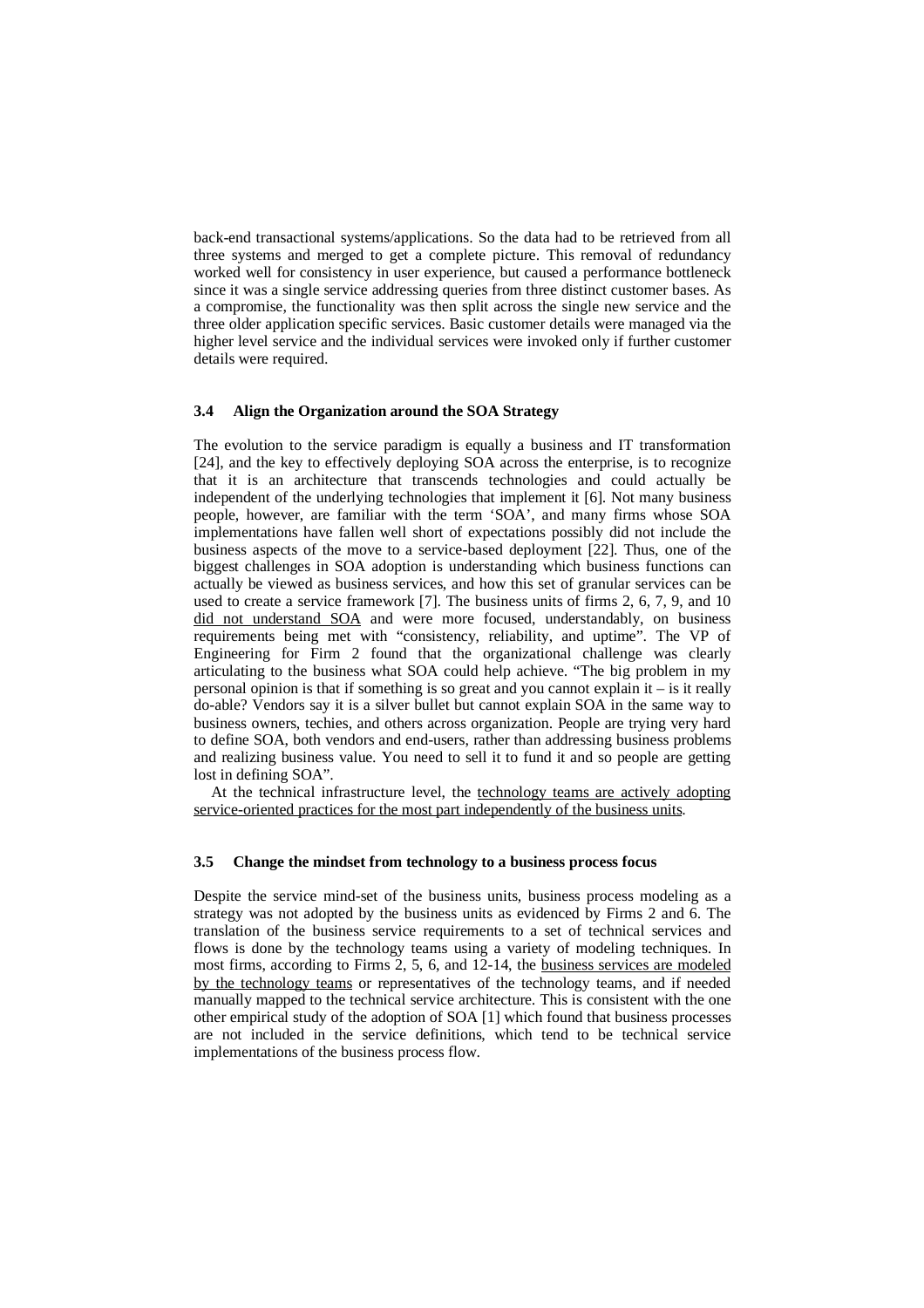back-end transactional systems/applications. So the data had to be retrieved from all three systems and merged to get a complete picture. This removal of redundancy worked well for consistency in user experience, but caused a performance bottleneck since it was a single service addressing queries from three distinct customer bases. As a compromise, the functionality was then split across the single new service and the three older application specific services. Basic customer details were managed via the higher level service and the individual services were invoked only if further customer details were required.

### 3.4 Align the Organization around the SOA Strategy

The evolution to the service paradigm is equally a business and IT transformation [24], and the key to effectively deploying SOA across the enterprise, is to recognize that it is an architecture that transcends technologies and could actually be independent of the underlying technologies that implement it [6]. Not many business people, however, are familiar with the term 'SOA', and many firms whose SOA implementations have fallen well short of expectations possibly did not include the business aspects of the move to a service-based deployment [22]. Thus, one of the biggest challenges in SOA adoption is understanding which business functions can actually be viewed as business services, and how this set of granular services can be used to create a service framework [7]. The business units of firms 2, 6, 7, 9, and 10 <u>did not understand SOA</u> and were more focused, understandably, on business requirements being met with "consistency, reliability, and uptime". The VP of Engineering for Firm 2 found that the organizational challenge was clearly articulating to the business what SOA could help achieve. "The big problem in my personal opinion is that if something is so great and you cannot explain it – is it really do-able? Vendors say it is a silver bullet but cannot explain SOA in the same way to business owners, techies, and others across organization. People are trying very hard to define SOA, both vendors and end-users, rather than addressing business problems and realizing business value. You need to sell it to fund it and so people are getting lost in defining SOA".

At the technical infrastructure level, the <u>technology teams are actively adopting service-oriented practices for the most part independently of the business units</u>.

### 3.5 Change the mindset from technology to a business process focus

Despite the service mind-set of the business units, business process modeling as a strategy was not adopted by the business units as evidenced by Firms 2 and 6. The translation of the business service requirements to a set of technical services and flows is done by the technology teams using a variety of modeling techniques. In most firms, according to Firms 2, 5, 6, and 12-14, the <u>business services are modeled by the technology teams</u> or representatives of the technology teams, and if needed manually mapped to the technical service architecture. This is consistent with the one other empirical study of the adoption of SOA [1] which found that business processes are not included in the service definitions, which tend to be technical service implementations of the business process flow.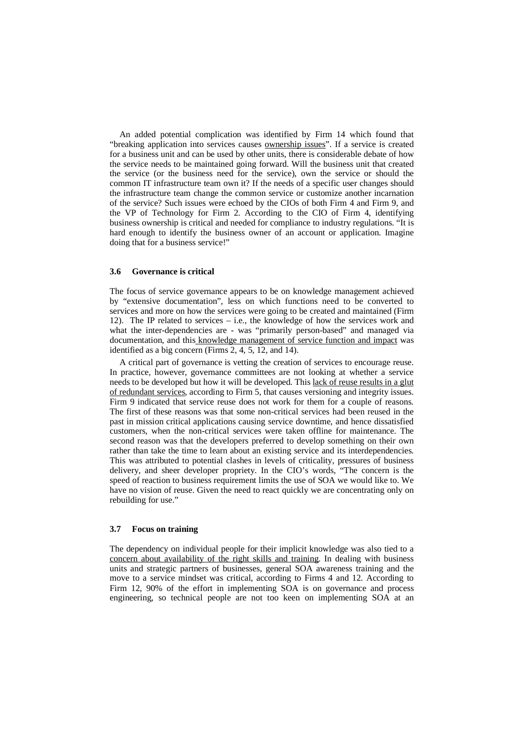An added potential complication was identified by Firm 14 which found that "breaking application into services causes ownership issues". If a service is created for a business unit and can be used by other units, there is considerable debate of how the service needs to be maintained going forward. Will the business unit that created the service (or the business need for the service), own the service or should the common IT infrastructure team own it? If the needs of a specific user changes should the infrastructure team change the common service or customize another incarnation of the service? Such issues were echoed by the CIOs of both Firm 4 and Firm 9, and the VP of Technology for Firm 2. According to the CIO of Firm 4, identifying business ownership is critical and needed for compliance to industry regulations. "It is hard enough to identify the business owner of an account or application. Imagine doing that for a business service!"

### 3.6 Governance is critical

The focus of service governance appears to be on knowledge management achieved by "extensive documentation", less on which functions need to be converted to services and more on how the services were going to be created and maintained (Firm 12). The IP related to services – i.e., the knowledge of how the services work and what the inter-dependencies are - was "primarily person-based" and managed via documentation, and this knowledge management of service function and impact was identified as a big concern (Firms 2, 4, 5, 12, and 14).

A critical part of governance is vetting the creation of services to encourage reuse. In practice, however, governance committees are not looking at whether a service needs to be developed but how it will be developed. This lack of reuse results in a glut of redundant services, according to Firm 5, that causes versioning and integrity issues. Firm 9 indicated that service reuse does not work for them for a couple of reasons. The first of these reasons was that some non-critical services had been reused in the past in mission critical applications causing service downtime, and hence dissatisfied customers, when the non-critical services were taken offline for maintenance. The second reason was that the developers preferred to develop something on their own rather than take the time to learn about an existing service and its interdependencies. This was attributed to potential clashes in levels of criticality, pressures of business delivery, and sheer developer propriety. In the CIO's words, "The concern is the speed of reaction to business requirement limits the use of SOA we would like to. We have no vision of reuse. Given the need to react quickly we are concentrating only on rebuilding for use."

### 3.7 Focus on training

The dependency on individual people for their implicit knowledge was also tied to a concern about availability of the right skills and training. In dealing with business units and strategic partners of businesses, general SOA awareness training and the move to a service mindset was critical, according to Firms 4 and 12. According to Firm 12, 90% of the effort in implementing SOA is on governance and process engineering, so technical people are not too keen on implementing SOA at an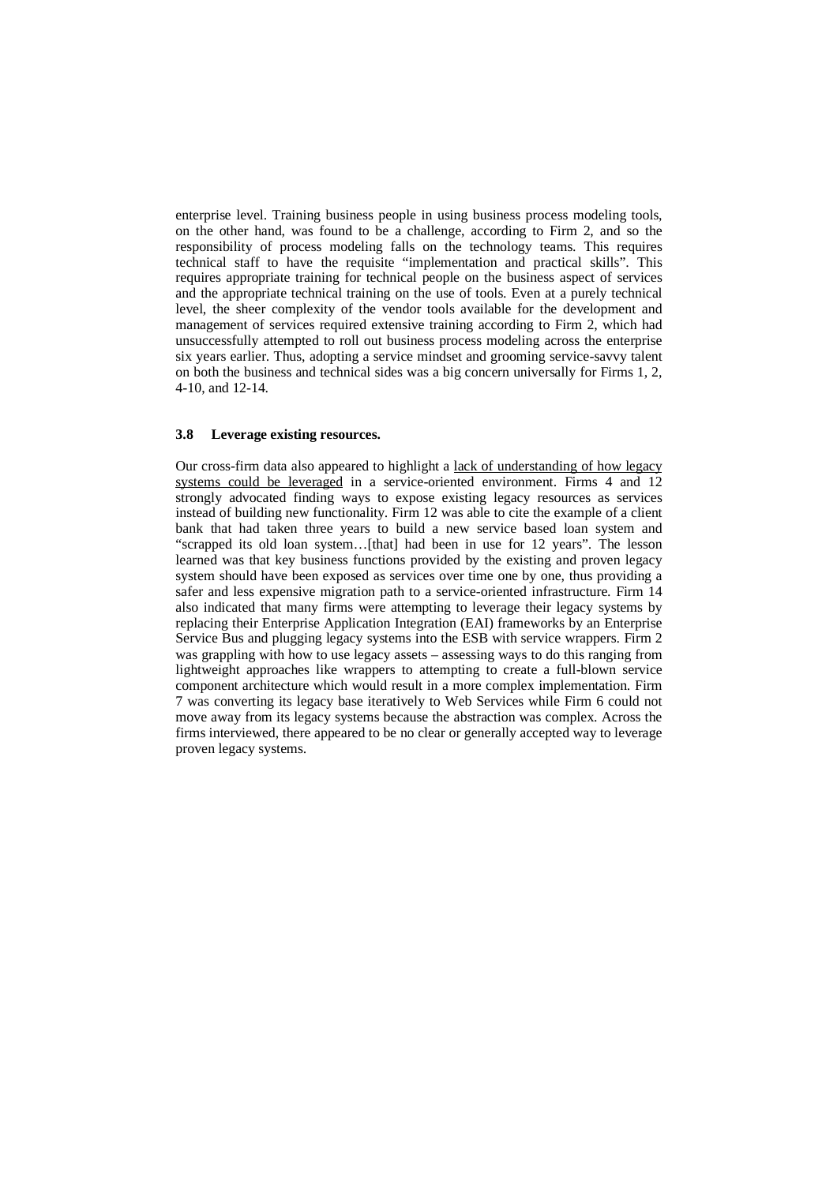enterprise level. Training business people in using business process modeling tools, on the other hand, was found to be a challenge, according to Firm 2, and so the responsibility of process modeling falls on the technology teams. This requires technical staff to have the requisite "implementation and practical skills". This requires appropriate training for technical people on the business aspect of services and the appropriate technical training on the use of tools. Even at a purely technical level, the sheer complexity of the vendor tools available for the development and management of services required extensive training according to Firm 2, which had unsuccessfully attempted to roll out business process modeling across the enterprise six years earlier. Thus, adopting a service mindset and grooming service-savvy talent on both the business and technical sides was a big concern universally for Firms 1, 2, 4-10, and 12-14.

### 3.8 Leverage existing resources.

Our cross-firm data also appeared to highlight a lack of understanding of how legacy systems could be leveraged in a service-oriented environment. Firms 4 and 12 strongly advocated finding ways to expose existing legacy resources as services instead of building new functionality. Firm 12 was able to cite the example of a client bank that had taken three years to build a new service based loan system and "scrapped its old loan system…[that] had been in use for 12 years". The lesson learned was that key business functions provided by the existing and proven legacy system should have been exposed as services over time one by one, thus providing a safer and less expensive migration path to a service-oriented infrastructure. Firm 14 also indicated that many firms were attempting to leverage their legacy systems by replacing their Enterprise Application Integration (EAI) frameworks by an Enterprise Service Bus and plugging legacy systems into the ESB with service wrappers. Firm 2 was grappling with how to use legacy assets – assessing ways to do this ranging from lightweight approaches like wrappers to attempting to create a full-blown service component architecture which would result in a more complex implementation. Firm 7 was converting its legacy base iteratively to Web Services while Firm 6 could not move away from its legacy systems because the abstraction was complex. Across the firms interviewed, there appeared to be no clear or generally accepted way to leverage proven legacy systems.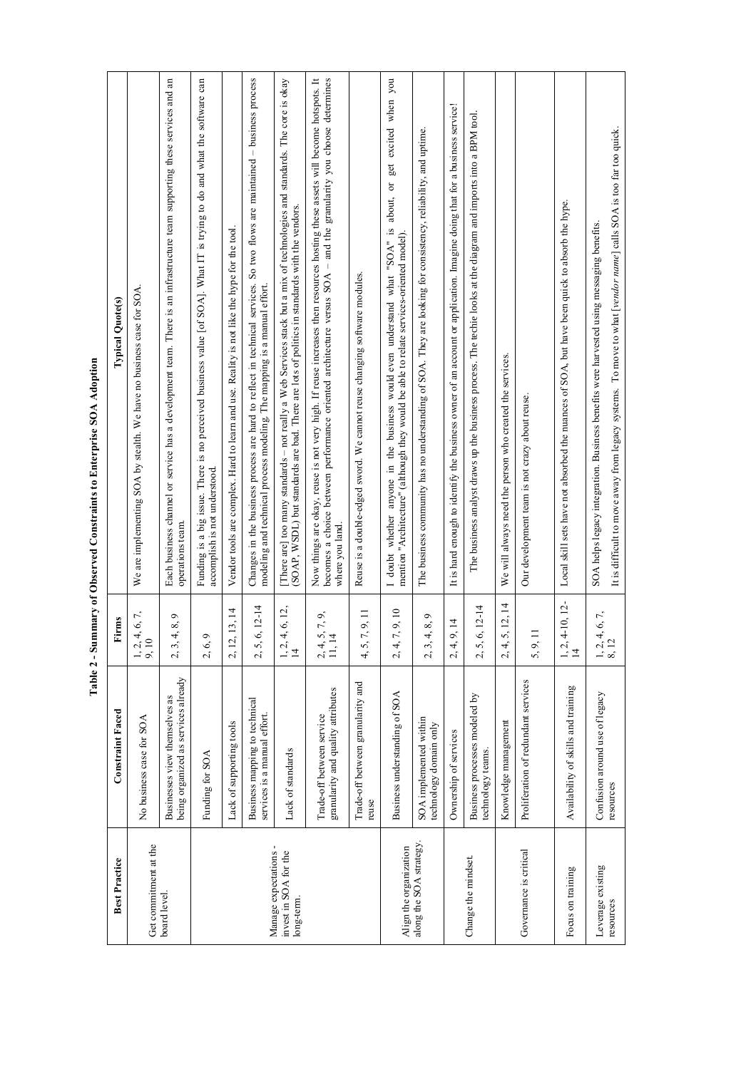**Table 2 - Summary of Observed Constraints to Enterprise SOA Adoption**

| Best Practice | Constraint Faced | Firms | Typical Quote(s) |
|---|---|---|---|
| Get commitment at the board level. | No business case for SOA | 1, 2, 4, 6, 7, 9, 10 | We are implementing SOA by stealth. We have no business case for SOA. |
| | Businesses view themselves as being organized as services already | 2, 3, 4, 8, 9 | Each business channel or service has a development team. There is an infrastructure team supporting these services and an operations team. |
| | Funding for SOA | 2, 6, 9 | Funding is a big issue. There is no perceived business value [of SOA]. What IT is trying to do and what the software can accomplish is not understood. |
| Manage expectations - invest in SOA for the long-term. | Lack of supporting tools | 2, 12, 13, 14 | Vendor tools are complex. Hard to learn and use. Reality is not like the hype for the tool. |
| | Business mapping to technical services is a manual effort. | 2, 5, 6, 12-14 | Changes in the business process are hard to reflect in technical services. So two flows are maintained – business process modeling and technical process modeling. The mapping is a manual effort. |
| | Lack of standards | 1, 2, 4, 6, 12, 14 | [There are] too many standards – not really a Web Services stack but a mix of technologies and standards. The core is okay (SOAP, WSDL) but standards are bad. There are lots of politics in standards with the vendors. |
| | Trade-off between service granularity and quality attributes | 2, 4, 5, 7, 9, 11, 14 | Now things are okay, reuse is not very high. If reuse increases then resources hosting these assets will become hotspots. It becomes a choice between performance oriented architecture versus SOA – and the granularity you choose determines where you land. |
| | Trade-off between granularity and reuse | 4, 5, 7, 9, 11 | Reuse is a double-edged sword. We cannot reuse changing software modules. |
| Align the organization along the SOA strategy. | Business understanding of SOA | 2, 4, 7, 9, 10 | I doubt whether anyone in the business would even understand what "SOA" is about, or get excited when you mention "Architecture" (although they would be able to relate services-oriented model). |
| | SOA implemented within technology domain only | 2, 3, 4, 8, 9 | The business community has no understanding of SOA. They are looking for consistency, reliability, and uptime. |
| Change the mindset. | Ownership of services | 2, 4, 9, 14 | It is hard enough to identify the business owner of an account or application. Imagine doing that for a business service! |
| | Business processes modeled by technology teams. | 2, 5, 6, 12-14 | The business analyst draws up the business process. The techie looks at the diagram and imports into a BPM tool. |
| | Knowledge management | 2, 4, 5, 12, 14 | We will always need the person who created the services. |
| Governance is critical | Proliferation of redundant services | 5, 9, 11 | Our development team is not crazy about reuse. |
| Focus on training | Availability of skills and training | 1, 2, 4-10, 12-14 | Local skill sets have not absorbed the nuances of SOA, but have been quick to absorb the hype. |
| Leverage existing resources | Confusion around use of legacy resources | 1, 2, 4, 6, 7, 8, 12 | SOA helps legacy integration. Business benefits were harvested using messaging benefits. It is difficult to move away from legacy systems. To move to what [*vendor name*] calls SOA is too far too quick. |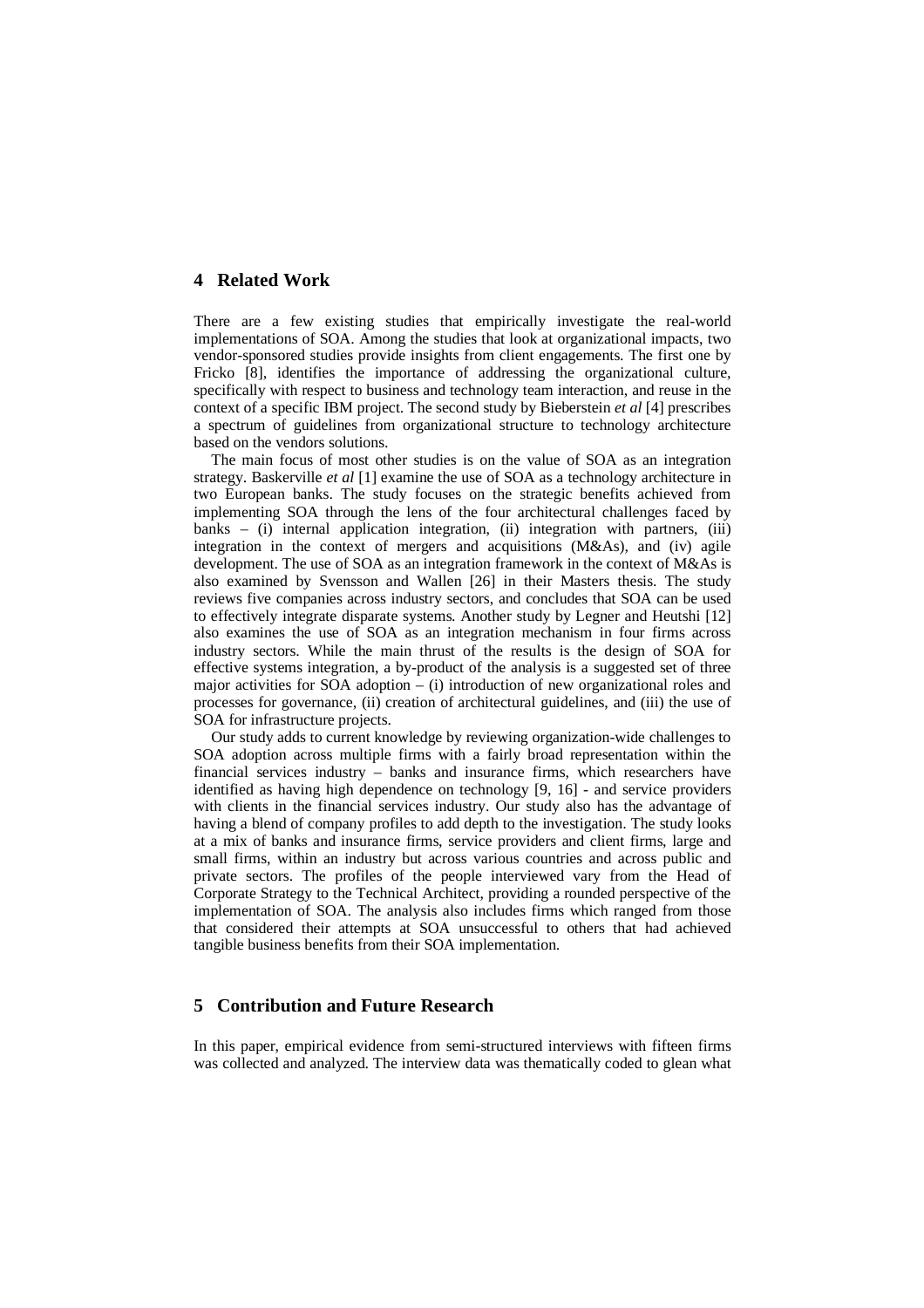## 4 Related Work

There are a few existing studies that empirically investigate the real-world implementations of SOA. Among the studies that look at organizational impacts, two vendor-sponsored studies provide insights from client engagements. The first one by Fricko [8], identifies the importance of addressing the organizational culture, specifically with respect to business and technology team interaction, and reuse in the context of a specific IBM project. The second study by Bieberstein *et al* [4] prescribes a spectrum of guidelines from organizational structure to technology architecture based on the vendors solutions.

The main focus of most other studies is on the value of SOA as an integration strategy. Baskerville *et al* [1] examine the use of SOA as a technology architecture in two European banks. The study focuses on the strategic benefits achieved from implementing SOA through the lens of the four architectural challenges faced by banks – (i) internal application integration, (ii) integration with partners, (iii) integration in the context of mergers and acquisitions (M&As), and (iv) agile development. The use of SOA as an integration framework in the context of M&As is also examined by Svensson and Wallen [26] in their Masters thesis. The study reviews five companies across industry sectors, and concludes that SOA can be used to effectively integrate disparate systems. Another study by Legner and Heutshi [12] also examines the use of SOA as an integration mechanism in four firms across industry sectors. While the main thrust of the results is the design of SOA for effective systems integration, a by-product of the analysis is a suggested set of three major activities for SOA adoption – (i) introduction of new organizational roles and processes for governance, (ii) creation of architectural guidelines, and (iii) the use of SOA for infrastructure projects.

Our study adds to current knowledge by reviewing organization-wide challenges to SOA adoption across multiple firms with a fairly broad representation within the financial services industry – banks and insurance firms, which researchers have identified as having high dependence on technology [9, 16] - and service providers with clients in the financial services industry. Our study also has the advantage of having a blend of company profiles to add depth to the investigation. The study looks at a mix of banks and insurance firms, service providers and client firms, large and small firms, within an industry but across various countries and across public and private sectors. The profiles of the people interviewed vary from the Head of Corporate Strategy to the Technical Architect, providing a rounded perspective of the implementation of SOA. The analysis also includes firms which ranged from those that considered their attempts at SOA unsuccessful to others that had achieved tangible business benefits from their SOA implementation.

## 5 Contribution and Future Research

In this paper, empirical evidence from semi-structured interviews with fifteen firms was collected and analyzed. The interview data was thematically coded to glean what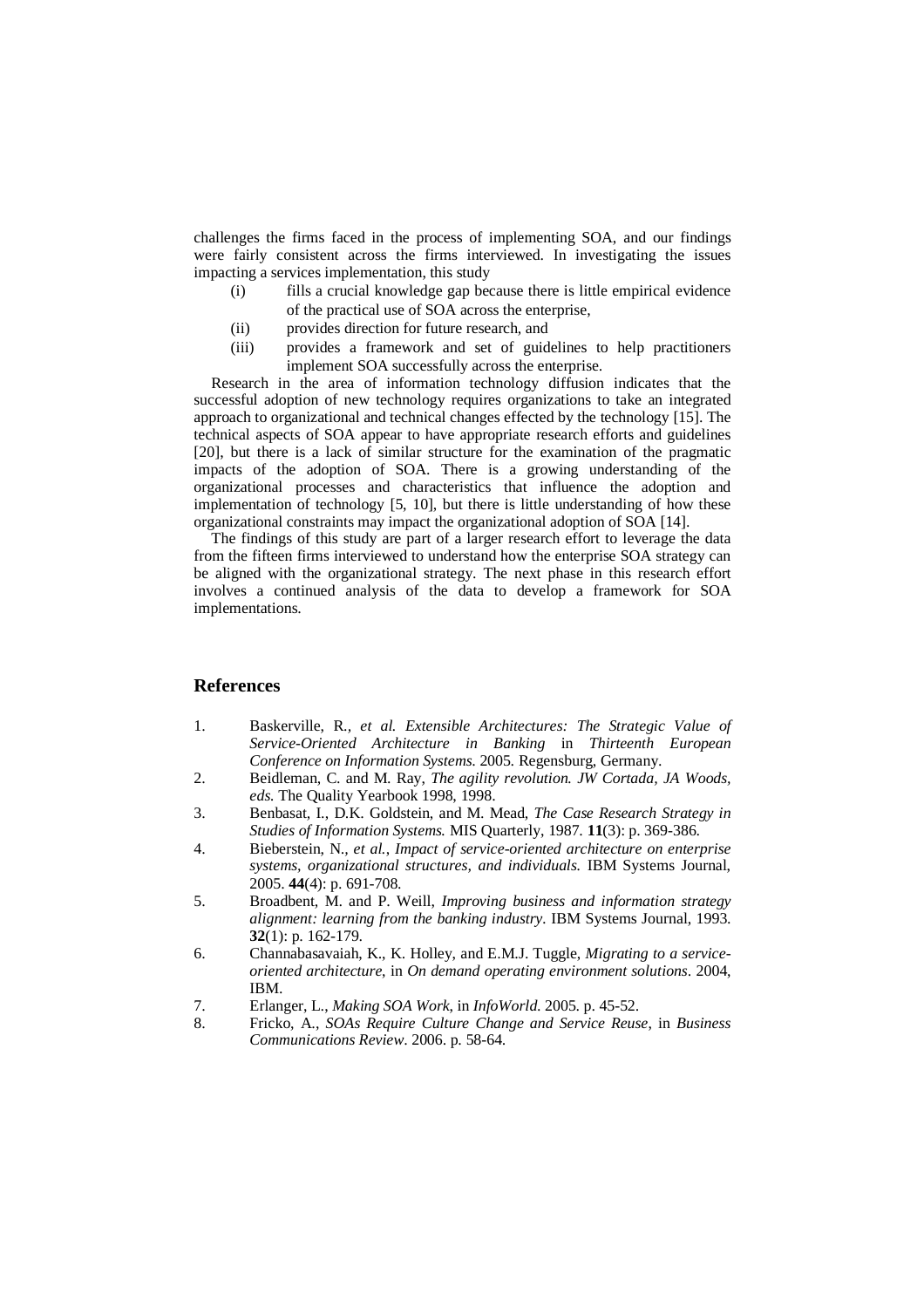challenges the firms faced in the process of implementing SOA, and our findings were fairly consistent across the firms interviewed. In investigating the issues impacting a services implementation, this study

(i) fills a crucial knowledge gap because there is little empirical evidence of the practical use of SOA across the enterprise,
(ii) provides direction for future research, and
(iii) provides a framework and set of guidelines to help practitioners implement SOA successfully across the enterprise.

Research in the area of information technology diffusion indicates that the successful adoption of new technology requires organizations to take an integrated approach to organizational and technical changes effected by the technology [15]. The technical aspects of SOA appear to have appropriate research efforts and guidelines [20], but there is a lack of similar structure for the examination of the pragmatic impacts of the adoption of SOA. There is a growing understanding of the organizational processes and characteristics that influence the adoption and implementation of technology [5, 10], but there is little understanding of how these organizational constraints may impact the organizational adoption of SOA [14].

The findings of this study are part of a larger research effort to leverage the data from the fifteen firms interviewed to understand how the enterprise SOA strategy can be aligned with the organizational strategy. The next phase in this research effort involves a continued analysis of the data to develop a framework for SOA implementations.

## References

1. Baskerville, R., *et al. Extensible Architectures: The Strategic Value of Service-Oriented Architecture in Banking* in *Thirteenth European Conference on Information Systems.* 2005. Regensburg, Germany.
2. Beidleman, C. and M. Ray, *The agility revolution. JW Cortada, JA Woods, eds.* The Quality Yearbook 1998, 1998.
3. Benbasat, I., D.K. Goldstein, and M. Mead, *The Case Research Strategy in Studies of Information Systems.* MIS Quarterly, 1987. **11**(3): p. 369-386.
4. Bieberstein, N., *et al.*, *Impact of service-oriented architecture on enterprise systems, organizational structures, and individuals.* IBM Systems Journal, 2005. **44**(4): p. 691-708.
5. Broadbent, M. and P. Weill, *Improving business and information strategy alignment: learning from the banking industry.* IBM Systems Journal, 1993. **32**(1): p. 162-179.
6. Channabasavaiah, K., K. Holley, and E.M.J. Tuggle, *Migrating to a service-oriented architecture*, in *On demand operating environment solutions*. 2004, IBM.
7. Erlanger, L., *Making SOA Work*, in *InfoWorld.* 2005. p. 45-52.
8. Fricko, A., *SOAs Require Culture Change and Service Reuse*, in *Business Communications Review*. 2006. p. 58-64.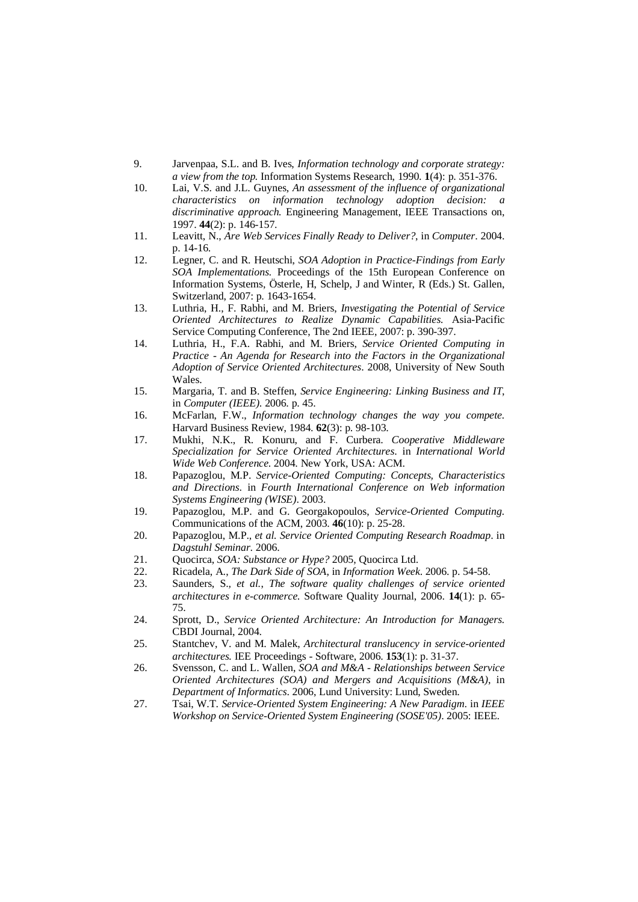9. Jarvenpaa, S.L. and B. Ives, *Information technology and corporate strategy: a view from the top.* Information Systems Research, 1990. **1**(4): p. 351-376.
10. Lai, V.S. and J.L. Guynes, *An assessment of the influence of organizational characteristics on information technology adoption decision: a discriminative approach.* Engineering Management, IEEE Transactions on, 1997. **44**(2): p. 146-157.
11. Leavitt, N., *Are Web Services Finally Ready to Deliver?*, in *Computer*. 2004. p. 14-16.
12. Legner, C. and R. Heutschi, *SOA Adoption in Practice-Findings from Early SOA Implementations.* Proceedings of the 15th European Conference on Information Systems, Österle, H, Schelp, J and Winter, R (Eds.) St. Gallen, Switzerland, 2007: p. 1643-1654.
13. Luthria, H., F. Rabhi, and M. Briers, *Investigating the Potential of Service Oriented Architectures to Realize Dynamic Capabilities.* Asia-Pacific Service Computing Conference, The 2nd IEEE, 2007: p. 390-397.
14. Luthria, H., F.A. Rabhi, and M. Briers, *Service Oriented Computing in Practice - An Agenda for Research into the Factors in the Organizational Adoption of Service Oriented Architectures*. 2008, University of New South Wales.
15. Margaria, T. and B. Steffen, *Service Engineering: Linking Business and IT*, in *Computer (IEEE)*. 2006. p. 45.
16. McFarlan, F.W., *Information technology changes the way you compete.* Harvard Business Review, 1984. **62**(3): p. 98-103.
17. Mukhi, N.K., R. Konuru, and F. Curbera. *Cooperative Middleware Specialization for Service Oriented Architectures*. in *International World Wide Web Conference*. 2004. New York, USA: ACM.
18. Papazoglou, M.P. *Service-Oriented Computing: Concepts, Characteristics and Directions*. in *Fourth International Conference on Web information Systems Engineering (WISE)*. 2003.
19. Papazoglou, M.P. and G. Georgakopoulos, *Service-Oriented Computing.* Communications of the ACM, 2003. **46**(10): p. 25-28.
20. Papazoglou, M.P., *et al. Service Oriented Computing Research Roadmap*. in *Dagstuhl Seminar*. 2006.
21. Quocirca, *SOA: Substance or Hype?* 2005, Quocirca Ltd.
22. Ricadela, A., *The Dark Side of SOA*, in *Information Week*. 2006. p. 54-58.
23. Saunders, S., *et al., The software quality challenges of service oriented architectures in e-commerce.* Software Quality Journal, 2006. **14**(1): p. 65-75.
24. Sprott, D., *Service Oriented Architecture: An Introduction for Managers.* CBDI Journal, 2004.
25. Stantchev, V. and M. Malek, *Architectural translucency in service-oriented architectures.* IEE Proceedings - Software, 2006. **153**(1): p. 31-37.
26. Svensson, C. and L. Wallen, *SOA and M&A - Relationships between Service Oriented Architectures (SOA) and Mergers and Acquisitions (M&A)*, in *Department of Informatics*. 2006, Lund University: Lund, Sweden.
27. Tsai, W.T. *Service-Oriented System Engineering: A New Paradigm*. in *IEEE Workshop on Service-Oriented System Engineering (SOSE'05)*. 2005: IEEE.